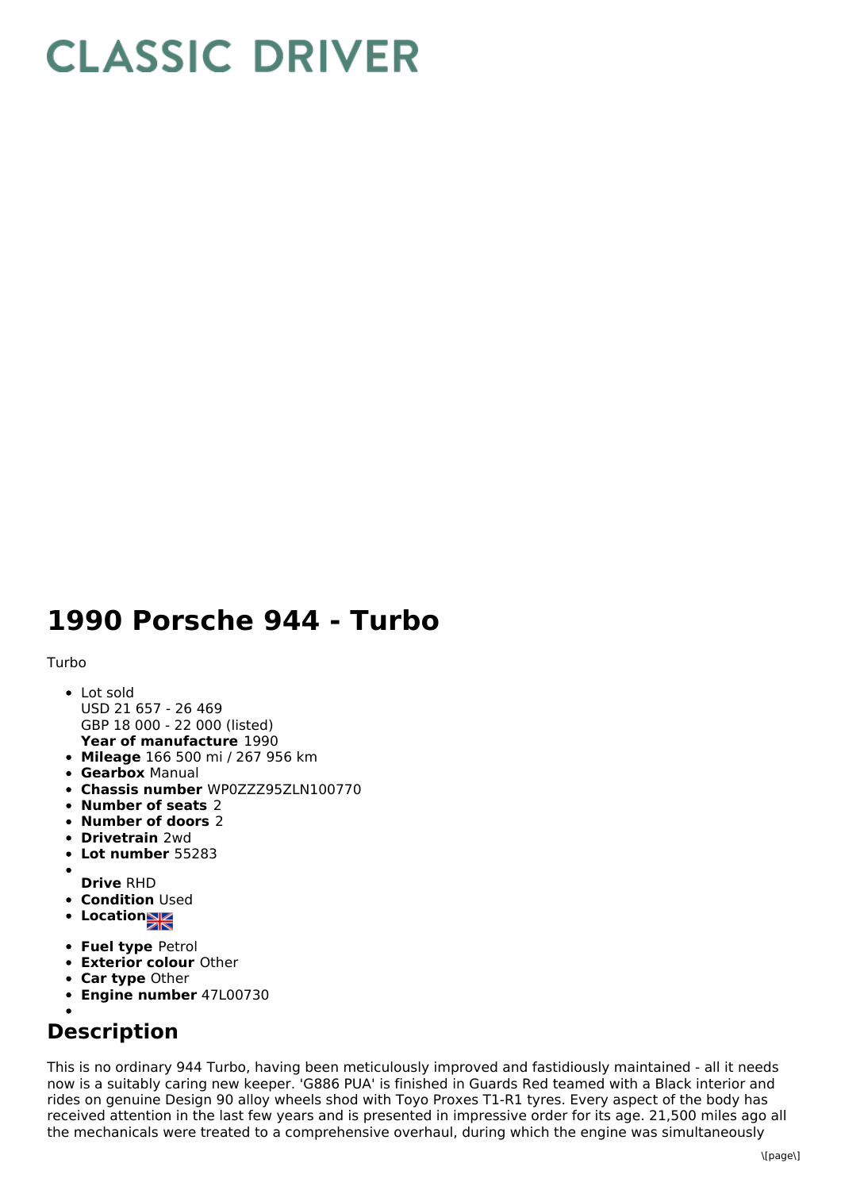# CLASSIC DRIVER

# 1990 Porsche 944 - Turbo

Turbo

- Lot sold
  USD 21 657 - 26 469
  GBP 18 000 - 22 000 (listed)
  **Year of manufacture** 1990
- **Mileage** 166 500 mi / 267 956 km
- **Gearbox** Manual
- **Chassis number** WP0ZZZ95ZLN100770
- **Number of seats** 2
- **Number of doors** 2
- **Drivetrain** 2wd
- **Lot number** 55283
- **Drive** RHD
- **Condition** Used
- **Location**
- **Fuel type** Petrol
- **Exterior colour** Other
- **Car type** Other
- **Engine number** 47L00730

## Description

This is no ordinary 944 Turbo, having been meticulously improved and fastidiously maintained - all it needs now is a suitably caring new keeper. 'G886 PUA' is finished in Guards Red teamed with a Black interior and rides on genuine Design 90 alloy wheels shod with Toyo Proxes T1-R1 tyres. Every aspect of the body has received attention in the last few years and is presented in impressive order for its age. 21,500 miles ago all the mechanicals were treated to a comprehensive overhaul, during which the engine was simultaneously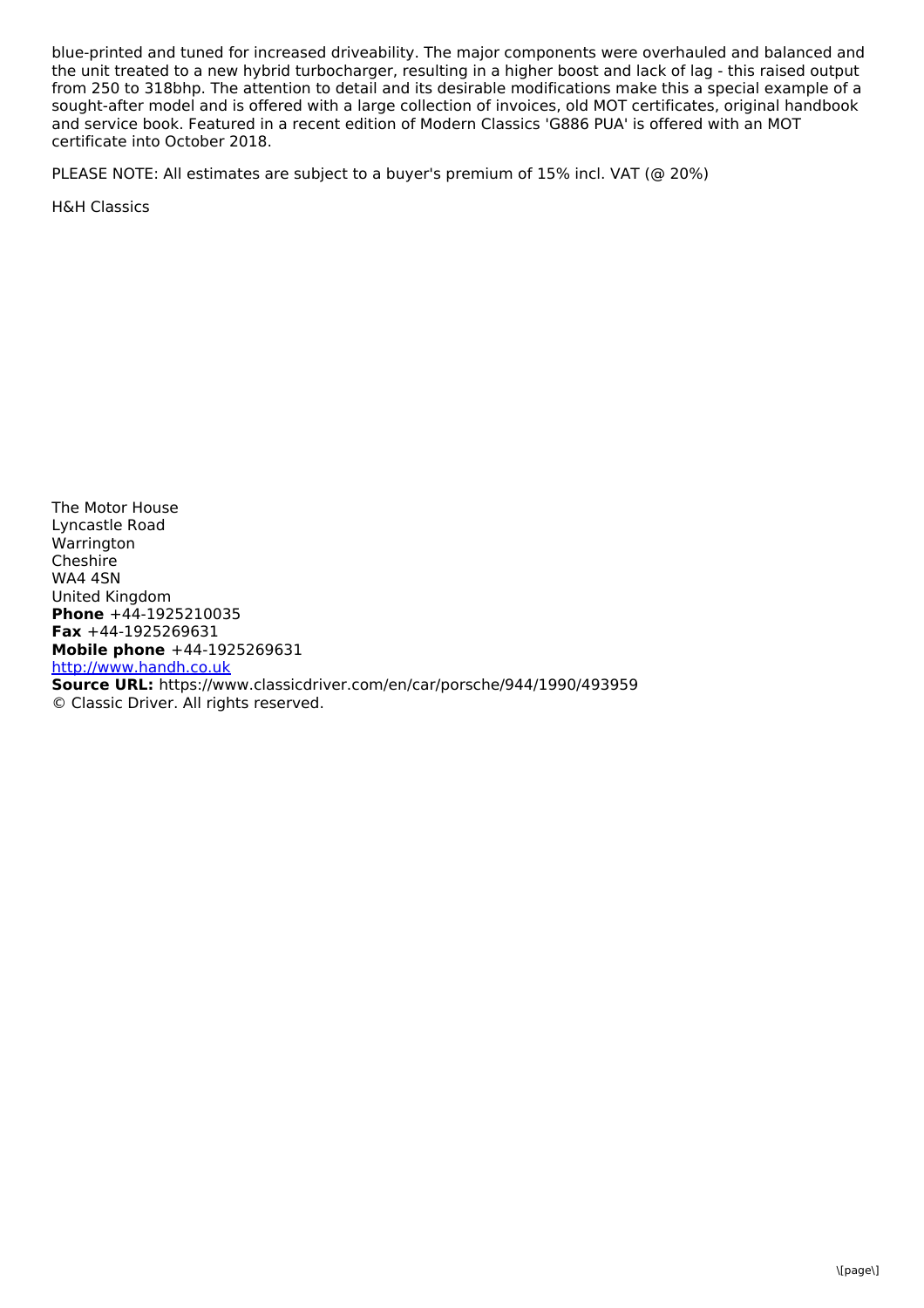blue-printed and tuned for increased driveability. The major components were overhauled and balanced and the unit treated to a new hybrid turbocharger, resulting in a higher boost and lack of lag - this raised output from 250 to 318bhp. The attention to detail and its desirable modifications make this a special example of a sought-after model and is offered with a large collection of invoices, old MOT certificates, original handbook and service book. Featured in a recent edition of Modern Classics 'G886 PUA' is offered with an MOT certificate into October 2018.

PLEASE NOTE: All estimates are subject to a buyer's premium of 15% incl. VAT (@ 20%)

H&H Classics

The Motor House
Lyncastle Road
Warrington
Cheshire
WA4 4SN
United Kingdom
**Phone** +44-1925210035
**Fax** +44-1925269631
**Mobile phone** +44-1925269631
http://www.handh.co.uk
**Source URL:** https://www.classicdriver.com/en/car/porsche/944/1990/493959
© Classic Driver. All rights reserved.